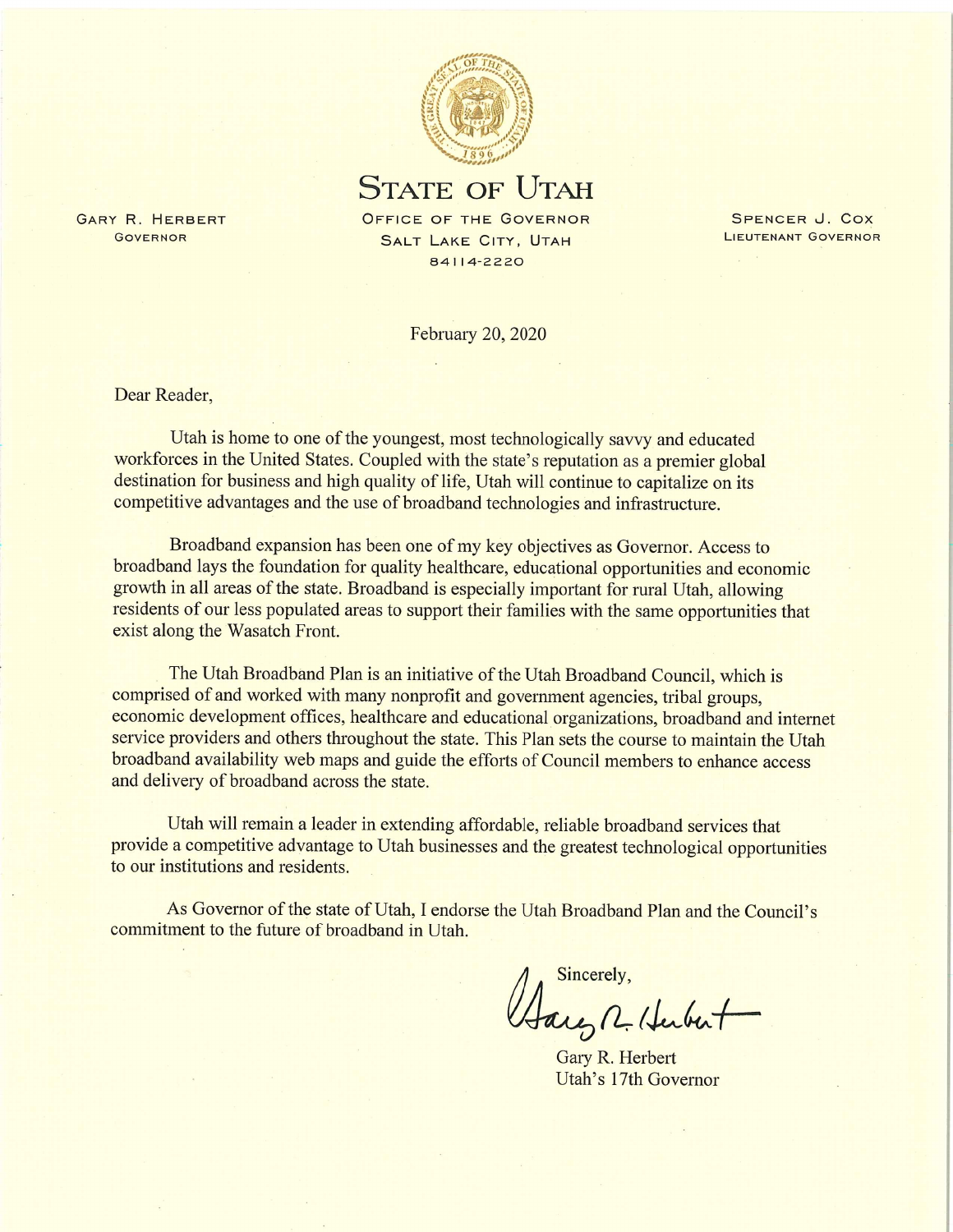# State of Utah

Office of the Governor
Salt Lake City, Utah
84114-2220

Gary R. Herbert
Governor

Spencer J. Cox
Lieutenant Governor

February 20, 2020

Dear Reader,

Utah is home to one of the youngest, most technologically savvy and educated workforces in the United States. Coupled with the state's reputation as a premier global destination for business and high quality of life, Utah will continue to capitalize on its competitive advantages and the use of broadband technologies and infrastructure.

Broadband expansion has been one of my key objectives as Governor. Access to broadband lays the foundation for quality healthcare, educational opportunities and economic growth in all areas of the state. Broadband is especially important for rural Utah, allowing residents of our less populated areas to support their families with the same opportunities that exist along the Wasatch Front.

The Utah Broadband Plan is an initiative of the Utah Broadband Council, which is comprised of and worked with many nonprofit and government agencies, tribal groups, economic development offices, healthcare and educational organizations, broadband and internet service providers and others throughout the state. This Plan sets the course to maintain the Utah broadband availability web maps and guide the efforts of Council members to enhance access and delivery of broadband across the state.

Utah will remain a leader in extending affordable, reliable broadband services that provide a competitive advantage to Utah businesses and the greatest technological opportunities to our institutions and residents.

As Governor of the state of Utah, I endorse the Utah Broadband Plan and the Council's commitment to the future of broadband in Utah.

Sincerely,

Gary R. Herbert
Utah's 17th Governor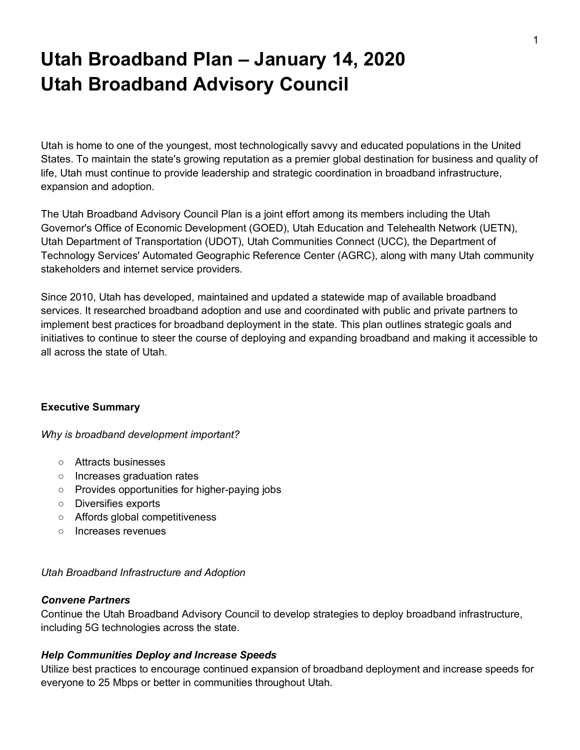# Utah Broadband Plan – January 14, 2020
# Utah Broadband Advisory Council

Utah is home to one of the youngest, most technologically savvy and educated populations in the United States. To maintain the state's growing reputation as a premier global destination for business and quality of life, Utah must continue to provide leadership and strategic coordination in broadband infrastructure, expansion and adoption.

The Utah Broadband Advisory Council Plan is a joint effort among its members including the Utah Governor's Office of Economic Development (GOED), Utah Education and Telehealth Network (UETN), Utah Department of Transportation (UDOT), Utah Communities Connect (UCC), the Department of Technology Services' Automated Geographic Reference Center (AGRC), along with many Utah community stakeholders and internet service providers.

Since 2010, Utah has developed, maintained and updated a statewide map of available broadband services. It researched broadband adoption and use and coordinated with public and private partners to implement best practices for broadband deployment in the state. This plan outlines strategic goals and initiatives to continue to steer the course of deploying and expanding broadband and making it accessible to all across the state of Utah.

**Executive Summary**

*Why is broadband development important?*

- Attracts businesses
- Increases graduation rates
- Provides opportunities for higher-paying jobs
- Diversifies exports
- Affords global competitiveness
- Increases revenues

*Utah Broadband Infrastructure and Adoption*

***Convene Partners***

Continue the Utah Broadband Advisory Council to develop strategies to deploy broadband infrastructure, including 5G technologies across the state.

***Help Communities Deploy and Increase Speeds***

Utilize best practices to encourage continued expansion of broadband deployment and increase speeds for everyone to 25 Mbps or better in communities throughout Utah.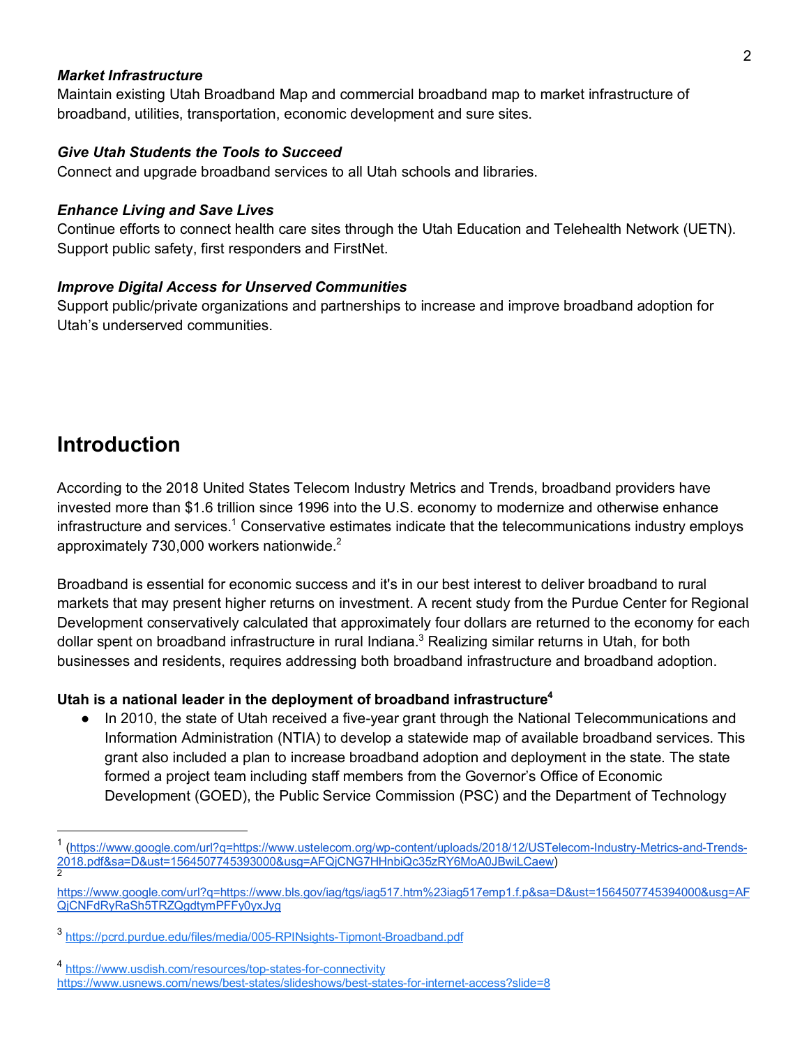***Market Infrastructure***
Maintain existing Utah Broadband Map and commercial broadband map to market infrastructure of broadband, utilities, transportation, economic development and sure sites.

***Give Utah Students the Tools to Succeed***
Connect and upgrade broadband services to all Utah schools and libraries.

***Enhance Living and Save Lives***
Continue efforts to connect health care sites through the Utah Education and Telehealth Network (UETN). Support public safety, first responders and FirstNet.

***Improve Digital Access for Unserved Communities***
Support public/private organizations and partnerships to increase and improve broadband adoption for Utah's underserved communities.

# Introduction

According to the 2018 United States Telecom Industry Metrics and Trends, broadband providers have invested more than $1.6 trillion since 1996 into the U.S. economy to modernize and otherwise enhance infrastructure and services.[1] Conservative estimates indicate that the telecommunications industry employs approximately 730,000 workers nationwide.[2]

Broadband is essential for economic success and it's in our best interest to deliver broadband to rural markets that may present higher returns on investment. A recent study from the Purdue Center for Regional Development conservatively calculated that approximately four dollars are returned to the economy for each dollar spent on broadband infrastructure in rural Indiana.[3] Realizing similar returns in Utah, for both businesses and residents, requires addressing both broadband infrastructure and broadband adoption.

**Utah is a national leader in the deployment of broadband infrastructure[4]**

- In 2010, the state of Utah received a five-year grant through the National Telecommunications and Information Administration (NTIA) to develop a statewide map of available broadband services. This grant also included a plan to increase broadband adoption and deployment in the state. The state formed a project team including staff members from the Governor's Office of Economic Development (GOED), the Public Service Commission (PSC) and the Department of Technology

---

[1] (https://www.google.com/url?q=https://www.ustelecom.org/wp-content/uploads/2018/12/USTelecom-Industry-Metrics-and-Trends-2018.pdf&sa=D&ust=1564507745393000&usg=AFQjCNG7HHnbiQc35zRY6MoA0JBwiLCaew)

[2] https://www.google.com/url?q=https://www.bls.gov/iag/tgs/iag517.htm%23iag517emp1.f.p&sa=D&ust=1564507745394000&usg=AFQjCNFdRyRaSh5TRZQgdtymPFFy0yxJyg

[3] https://pcrd.purdue.edu/files/media/005-RPINsights-Tipmont-Broadband.pdf

[4] https://www.usdish.com/resources/top-states-for-connectivity
https://www.usnews.com/news/best-states/slideshows/best-states-for-internet-access?slide=8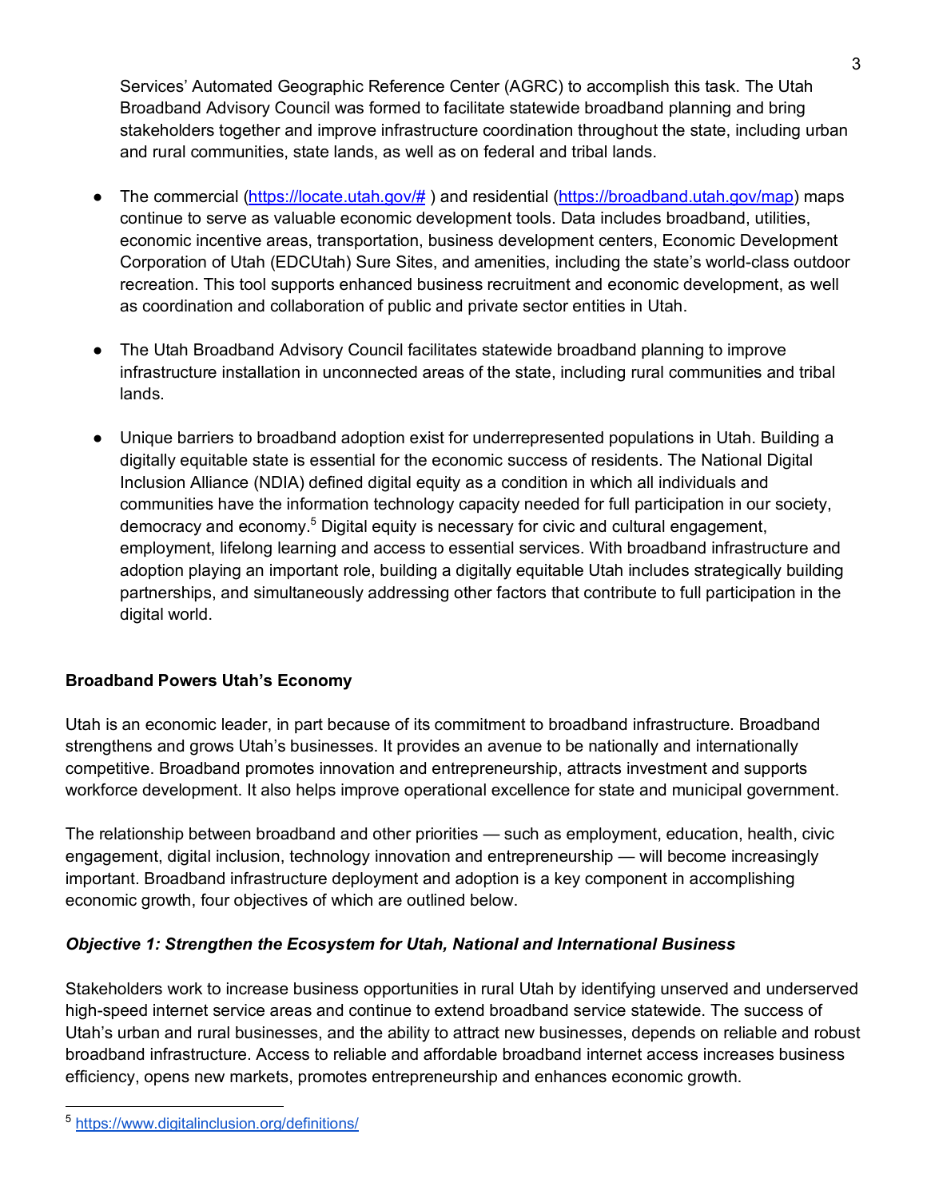Services' Automated Geographic Reference Center (AGRC) to accomplish this task. The Utah Broadband Advisory Council was formed to facilitate statewide broadband planning and bring stakeholders together and improve infrastructure coordination throughout the state, including urban and rural communities, state lands, as well as on federal and tribal lands.

- The commercial (https://locate.utah.gov/# ) and residential (https://broadband.utah.gov/map) maps continue to serve as valuable economic development tools. Data includes broadband, utilities, economic incentive areas, transportation, business development centers, Economic Development Corporation of Utah (EDCUtah) Sure Sites, and amenities, including the state's world-class outdoor recreation. This tool supports enhanced business recruitment and economic development, as well as coordination and collaboration of public and private sector entities in Utah.

- The Utah Broadband Advisory Council facilitates statewide broadband planning to improve infrastructure installation in unconnected areas of the state, including rural communities and tribal lands.

- Unique barriers to broadband adoption exist for underrepresented populations in Utah. Building a digitally equitable state is essential for the economic success of residents. The National Digital Inclusion Alliance (NDIA) defined digital equity as a condition in which all individuals and communities have the information technology capacity needed for full participation in our society, democracy and economy.[5] Digital equity is necessary for civic and cultural engagement, employment, lifelong learning and access to essential services. With broadband infrastructure and adoption playing an important role, building a digitally equitable Utah includes strategically building partnerships, and simultaneously addressing other factors that contribute to full participation in the digital world.

## Broadband Powers Utah's Economy

Utah is an economic leader, in part because of its commitment to broadband infrastructure. Broadband strengthens and grows Utah's businesses. It provides an avenue to be nationally and internationally competitive. Broadband promotes innovation and entrepreneurship, attracts investment and supports workforce development. It also helps improve operational excellence for state and municipal government.

The relationship between broadband and other priorities — such as employment, education, health, civic engagement, digital inclusion, technology innovation and entrepreneurship — will become increasingly important. Broadband infrastructure deployment and adoption is a key component in accomplishing economic growth, four objectives of which are outlined below.

### *Objective 1: Strengthen the Ecosystem for Utah, National and International Business*

Stakeholders work to increase business opportunities in rural Utah by identifying unserved and underserved high-speed internet service areas and continue to extend broadband service statewide. The success of Utah's urban and rural businesses, and the ability to attract new businesses, depends on reliable and robust broadband infrastructure. Access to reliable and affordable broadband internet access increases business efficiency, opens new markets, promotes entrepreneurship and enhances economic growth.

---

[5] https://www.digitalinclusion.org/definitions/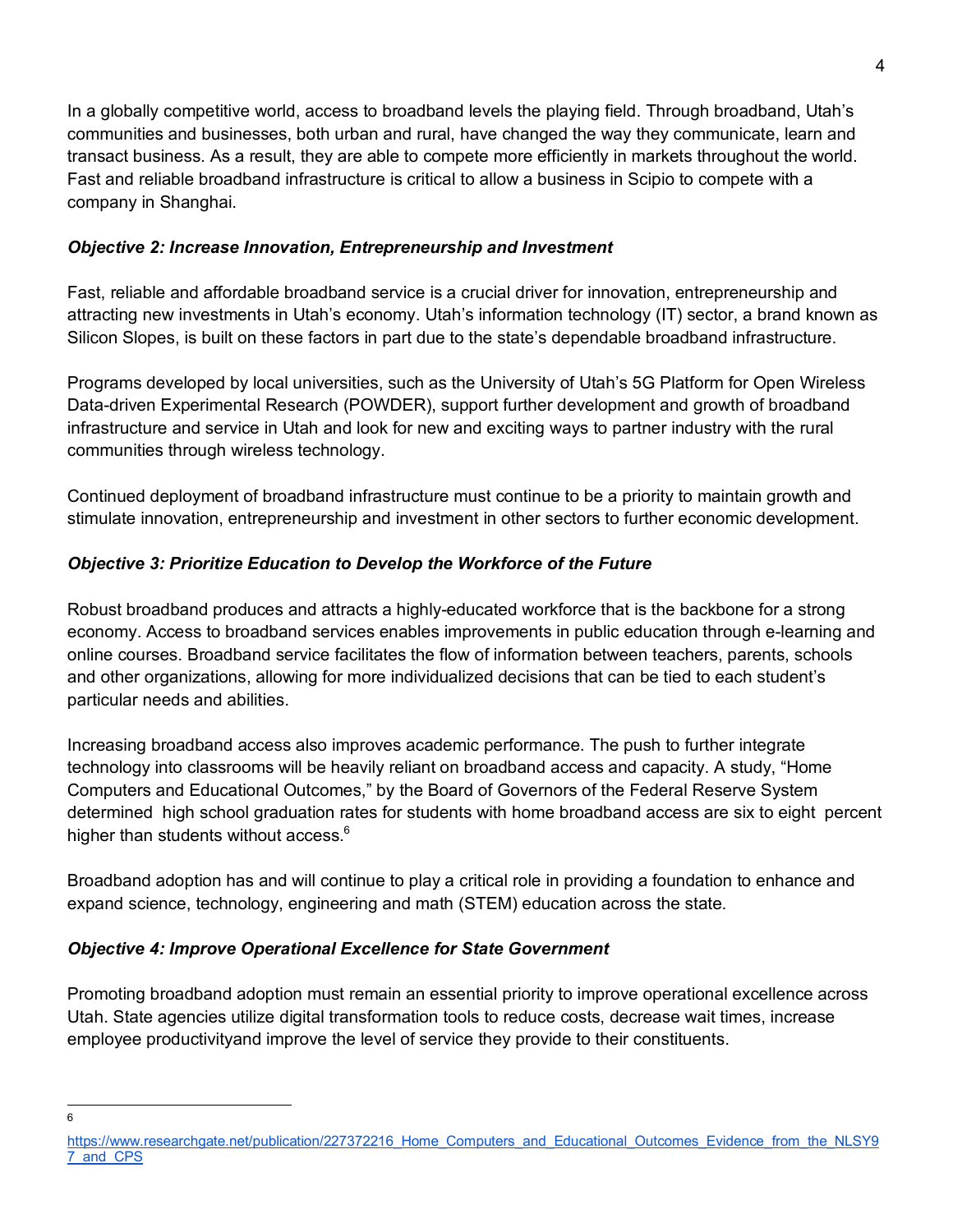In a globally competitive world, access to broadband levels the playing field. Through broadband, Utah's communities and businesses, both urban and rural, have changed the way they communicate, learn and transact business. As a result, they are able to compete more efficiently in markets throughout the world. Fast and reliable broadband infrastructure is critical to allow a business in Scipio to compete with a company in Shanghai.

### *Objective 2: Increase Innovation, Entrepreneurship and Investment*

Fast, reliable and affordable broadband service is a crucial driver for innovation, entrepreneurship and attracting new investments in Utah's economy. Utah's information technology (IT) sector, a brand known as Silicon Slopes, is built on these factors in part due to the state's dependable broadband infrastructure.

Programs developed by local universities, such as the University of Utah's 5G Platform for Open Wireless Data-driven Experimental Research (POWDER), support further development and growth of broadband infrastructure and service in Utah and look for new and exciting ways to partner industry with the rural communities through wireless technology.

Continued deployment of broadband infrastructure must continue to be a priority to maintain growth and stimulate innovation, entrepreneurship and investment in other sectors to further economic development.

### *Objective 3: Prioritize Education to Develop the Workforce of the Future*

Robust broadband produces and attracts a highly-educated workforce that is the backbone for a strong economy. Access to broadband services enables improvements in public education through e-learning and online courses. Broadband service facilitates the flow of information between teachers, parents, schools and other organizations, allowing for more individualized decisions that can be tied to each student's particular needs and abilities.

Increasing broadband access also improves academic performance. The push to further integrate technology into classrooms will be heavily reliant on broadband access and capacity. A study, "Home Computers and Educational Outcomes," by the Board of Governors of the Federal Reserve System determined high school graduation rates for students with home broadband access are six to eight percent higher than students without access.[6]

Broadband adoption has and will continue to play a critical role in providing a foundation to enhance and expand science, technology, engineering and math (STEM) education across the state.

### *Objective 4: Improve Operational Excellence for State Government*

Promoting broadband adoption must remain an essential priority to improve operational excellence across Utah. State agencies utilize digital transformation tools to reduce costs, decrease wait times, increase employee productivityand improve the level of service they provide to their constituents.

---

[6] https://www.researchgate.net/publication/227372216_Home_Computers_and_Educational_Outcomes_Evidence_from_the_NLSY97_and_CPS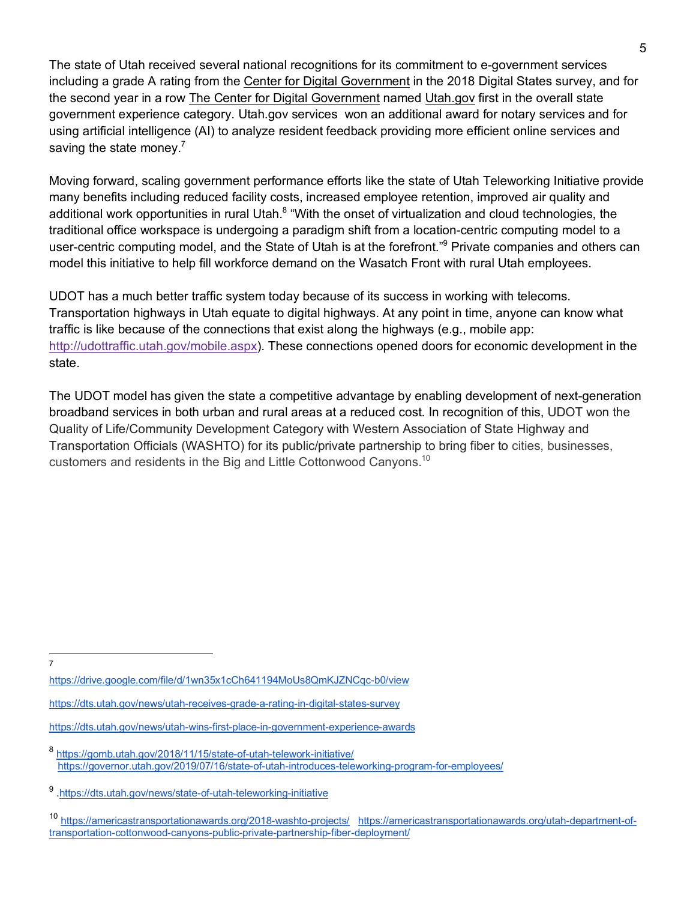The state of Utah received several national recognitions for its commitment to e-government services including a grade A rating from the Center for Digital Government in the 2018 Digital States survey, and for the second year in a row The Center for Digital Government named Utah.gov first in the overall state government experience category. Utah.gov services won an additional award for notary services and for using artificial intelligence (AI) to analyze resident feedback providing more efficient online services and saving the state money.[7]

Moving forward, scaling government performance efforts like the state of Utah Teleworking Initiative provide many benefits including reduced facility costs, increased employee retention, improved air quality and additional work opportunities in rural Utah.[8] "With the onset of virtualization and cloud technologies, the traditional office workspace is undergoing a paradigm shift from a location-centric computing model to a user-centric computing model, and the State of Utah is at the forefront."[9] Private companies and others can model this initiative to help fill workforce demand on the Wasatch Front with rural Utah employees.

UDOT has a much better traffic system today because of its success in working with telecoms. Transportation highways in Utah equate to digital highways. At any point in time, anyone can know what traffic is like because of the connections that exist along the highways (e.g., mobile app: http://udottraffic.utah.gov/mobile.aspx). These connections opened doors for economic development in the state.

The UDOT model has given the state a competitive advantage by enabling development of next-generation broadband services in both urban and rural areas at a reduced cost. In recognition of this, UDOT won the Quality of Life/Community Development Category with Western Association of State Highway and Transportation Officials (WASHTO) for its public/private partnership to bring fiber to cities, businesses, customers and residents in the Big and Little Cottonwood Canyons.[10]

---

[7] https://drive.google.com/file/d/1wn35x1cCh641194MoUs8QmKJZNCqc-b0/view

https://dts.utah.gov/news/utah-receives-grade-a-rating-in-digital-states-survey

https://dts.utah.gov/news/utah-wins-first-place-in-government-experience-awards

[8] https://gomb.utah.gov/2018/11/15/state-of-utah-telework-initiative/
https://governor.utah.gov/2019/07/16/state-of-utah-introduces-teleworking-program-for-employees/

[9] .https://dts.utah.gov/news/state-of-utah-teleworking-initiative

[10] https://americastransportationawards.org/2018-washto-projects/ https://americastransportationawards.org/utah-department-of-transportation-cottonwood-canyons-public-private-partnership-fiber-deployment/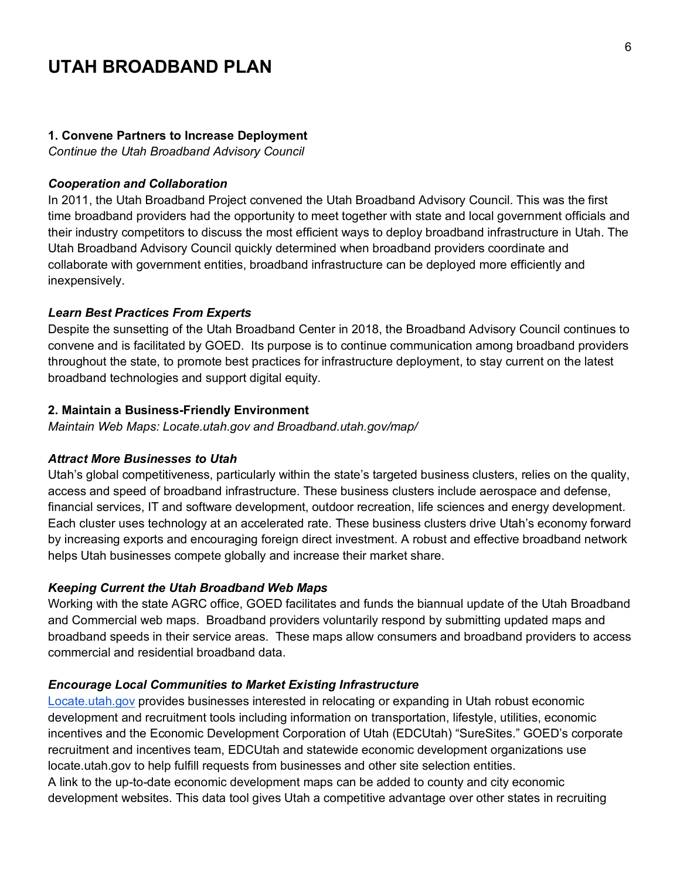# UTAH BROADBAND PLAN

**1. Convene Partners to Increase Deployment**
*Continue the Utah Broadband Advisory Council*

***Cooperation and Collaboration***
In 2011, the Utah Broadband Project convened the Utah Broadband Advisory Council. This was the first time broadband providers had the opportunity to meet together with state and local government officials and their industry competitors to discuss the most efficient ways to deploy broadband infrastructure in Utah. The Utah Broadband Advisory Council quickly determined when broadband providers coordinate and collaborate with government entities, broadband infrastructure can be deployed more efficiently and inexpensively.

***Learn Best Practices From Experts***
Despite the sunsetting of the Utah Broadband Center in 2018, the Broadband Advisory Council continues to convene and is facilitated by GOED. Its purpose is to continue communication among broadband providers throughout the state, to promote best practices for infrastructure deployment, to stay current on the latest broadband technologies and support digital equity.

**2. Maintain a Business-Friendly Environment**
*Maintain Web Maps: Locate.utah.gov and Broadband.utah.gov/map/*

***Attract More Businesses to Utah***
Utah's global competitiveness, particularly within the state's targeted business clusters, relies on the quality, access and speed of broadband infrastructure. These business clusters include aerospace and defense, financial services, IT and software development, outdoor recreation, life sciences and energy development. Each cluster uses technology at an accelerated rate. These business clusters drive Utah's economy forward by increasing exports and encouraging foreign direct investment. A robust and effective broadband network helps Utah businesses compete globally and increase their market share.

***Keeping Current the Utah Broadband Web Maps***
Working with the state AGRC office, GOED facilitates and funds the biannual update of the Utah Broadband and Commercial web maps. Broadband providers voluntarily respond by submitting updated maps and broadband speeds in their service areas. These maps allow consumers and broadband providers to access commercial and residential broadband data.

***Encourage Local Communities to Market Existing Infrastructure***
Locate.utah.gov provides businesses interested in relocating or expanding in Utah robust economic development and recruitment tools including information on transportation, lifestyle, utilities, economic incentives and the Economic Development Corporation of Utah (EDCUtah) "SureSites." GOED's corporate recruitment and incentives team, EDCUtah and statewide economic development organizations use locate.utah.gov to help fulfill requests from businesses and other site selection entities.
A link to the up-to-date economic development maps can be added to county and city economic development websites. This data tool gives Utah a competitive advantage over other states in recruiting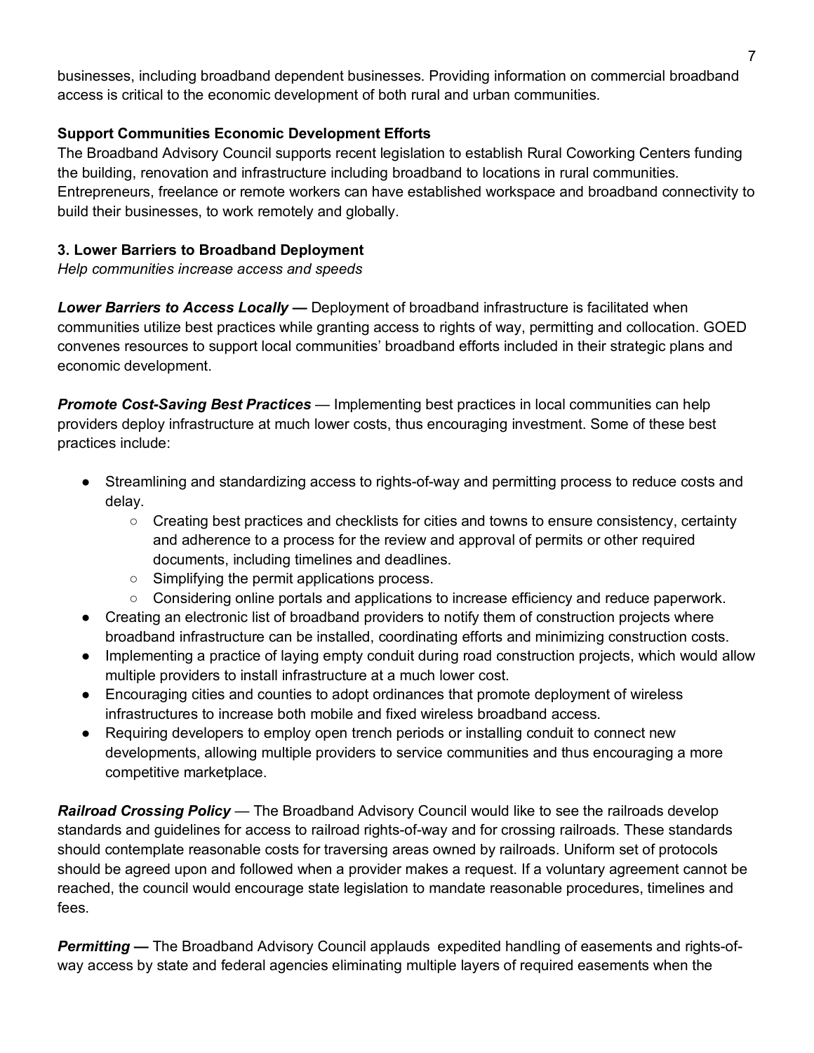businesses, including broadband dependent businesses. Providing information on commercial broadband access is critical to the economic development of both rural and urban communities.

**Support Communities Economic Development Efforts**

The Broadband Advisory Council supports recent legislation to establish Rural Coworking Centers funding the building, renovation and infrastructure including broadband to locations in rural communities. Entrepreneurs, freelance or remote workers can have established workspace and broadband connectivity to build their businesses, to work remotely and globally.

### 3. Lower Barriers to Broadband Deployment

*Help communities increase access and speeds*

***Lower Barriers to Access Locally —*** Deployment of broadband infrastructure is facilitated when communities utilize best practices while granting access to rights of way, permitting and collocation. GOED convenes resources to support local communities' broadband efforts included in their strategic plans and economic development.

***Promote Cost-Saving Best Practices*** — Implementing best practices in local communities can help providers deploy infrastructure at much lower costs, thus encouraging investment. Some of these best practices include:

- Streamlining and standardizing access to rights-of-way and permitting process to reduce costs and delay.
  - Creating best practices and checklists for cities and towns to ensure consistency, certainty and adherence to a process for the review and approval of permits or other required documents, including timelines and deadlines.
  - Simplifying the permit applications process.
  - Considering online portals and applications to increase efficiency and reduce paperwork.
- Creating an electronic list of broadband providers to notify them of construction projects where broadband infrastructure can be installed, coordinating efforts and minimizing construction costs.
- Implementing a practice of laying empty conduit during road construction projects, which would allow multiple providers to install infrastructure at a much lower cost.
- Encouraging cities and counties to adopt ordinances that promote deployment of wireless infrastructures to increase both mobile and fixed wireless broadband access.
- Requiring developers to employ open trench periods or installing conduit to connect new developments, allowing multiple providers to service communities and thus encouraging a more competitive marketplace.

***Railroad Crossing Policy*** — The Broadband Advisory Council would like to see the railroads develop standards and guidelines for access to railroad rights-of-way and for crossing railroads. These standards should contemplate reasonable costs for traversing areas owned by railroads. Uniform set of protocols should be agreed upon and followed when a provider makes a request. If a voluntary agreement cannot be reached, the council would encourage state legislation to mandate reasonable procedures, timelines and fees.

***Permitting —*** The Broadband Advisory Council applauds expedited handling of easements and rights-of-way access by state and federal agencies eliminating multiple layers of required easements when the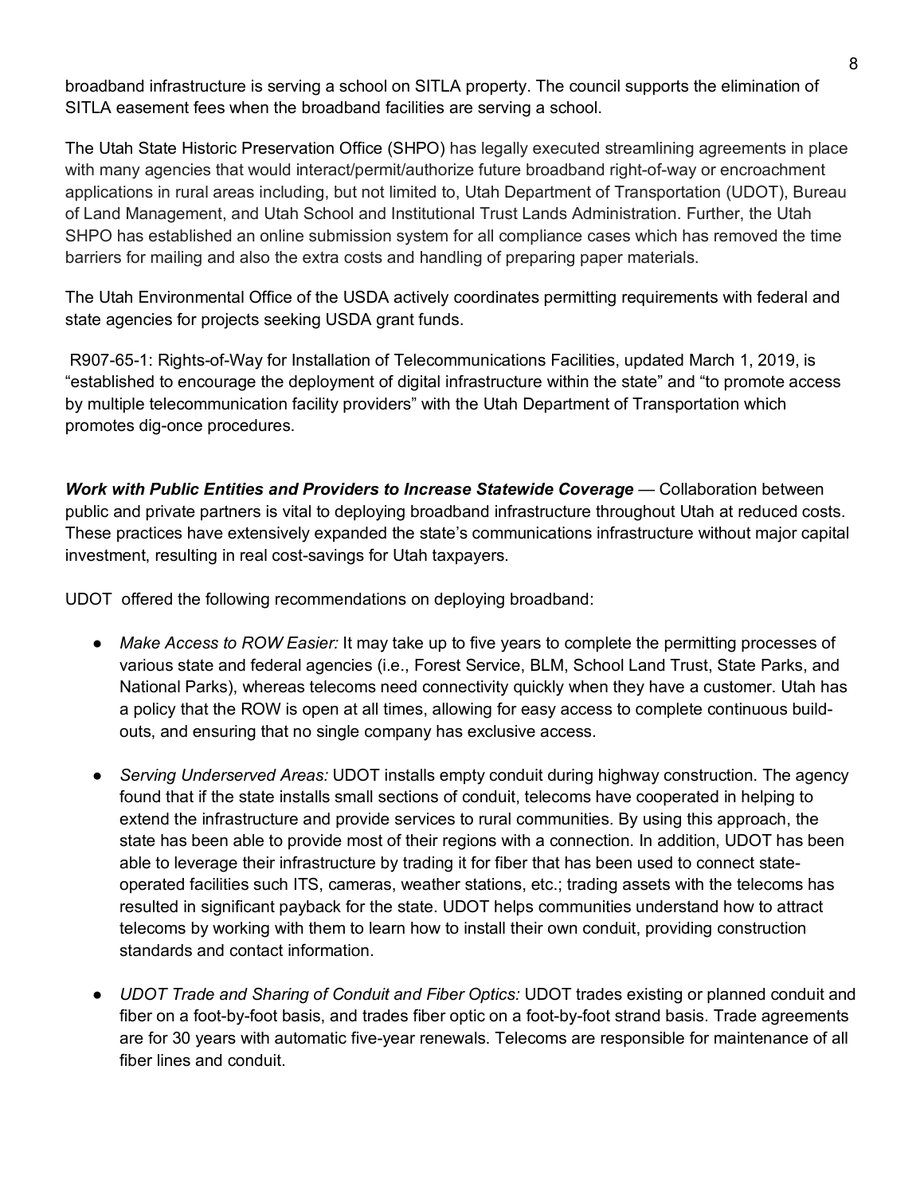broadband infrastructure is serving a school on SITLA property. The council supports the elimination of SITLA easement fees when the broadband facilities are serving a school.

The Utah State Historic Preservation Office (SHPO) has legally executed streamlining agreements in place with many agencies that would interact/permit/authorize future broadband right-of-way or encroachment applications in rural areas including, but not limited to, Utah Department of Transportation (UDOT), Bureau of Land Management, and Utah School and Institutional Trust Lands Administration. Further, the Utah SHPO has established an online submission system for all compliance cases which has removed the time barriers for mailing and also the extra costs and handling of preparing paper materials.

The Utah Environmental Office of the USDA actively coordinates permitting requirements with federal and state agencies for projects seeking USDA grant funds.

R907-65-1: Rights-of-Way for Installation of Telecommunications Facilities, updated March 1, 2019, is "established to encourage the deployment of digital infrastructure within the state" and "to promote access by multiple telecommunication facility providers" with the Utah Department of Transportation which promotes dig-once procedures.

***Work with Public Entities and Providers to Increase Statewide Coverage*** — Collaboration between public and private partners is vital to deploying broadband infrastructure throughout Utah at reduced costs. These practices have extensively expanded the state's communications infrastructure without major capital investment, resulting in real cost-savings for Utah taxpayers.

UDOT offered the following recommendations on deploying broadband:

- *Make Access to ROW Easier:* It may take up to five years to complete the permitting processes of various state and federal agencies (i.e., Forest Service, BLM, School Land Trust, State Parks, and National Parks), whereas telecoms need connectivity quickly when they have a customer. Utah has a policy that the ROW is open at all times, allowing for easy access to complete continuous build-outs, and ensuring that no single company has exclusive access.

- *Serving Underserved Areas:* UDOT installs empty conduit during highway construction. The agency found that if the state installs small sections of conduit, telecoms have cooperated in helping to extend the infrastructure and provide services to rural communities. By using this approach, the state has been able to provide most of their regions with a connection. In addition, UDOT has been able to leverage their infrastructure by trading it for fiber that has been used to connect state-operated facilities such ITS, cameras, weather stations, etc.; trading assets with the telecoms has resulted in significant payback for the state. UDOT helps communities understand how to attract telecoms by working with them to learn how to install their own conduit, providing construction standards and contact information.

- *UDOT Trade and Sharing of Conduit and Fiber Optics:* UDOT trades existing or planned conduit and fiber on a foot-by-foot basis, and trades fiber optic on a foot-by-foot strand basis. Trade agreements are for 30 years with automatic five-year renewals. Telecoms are responsible for maintenance of all fiber lines and conduit.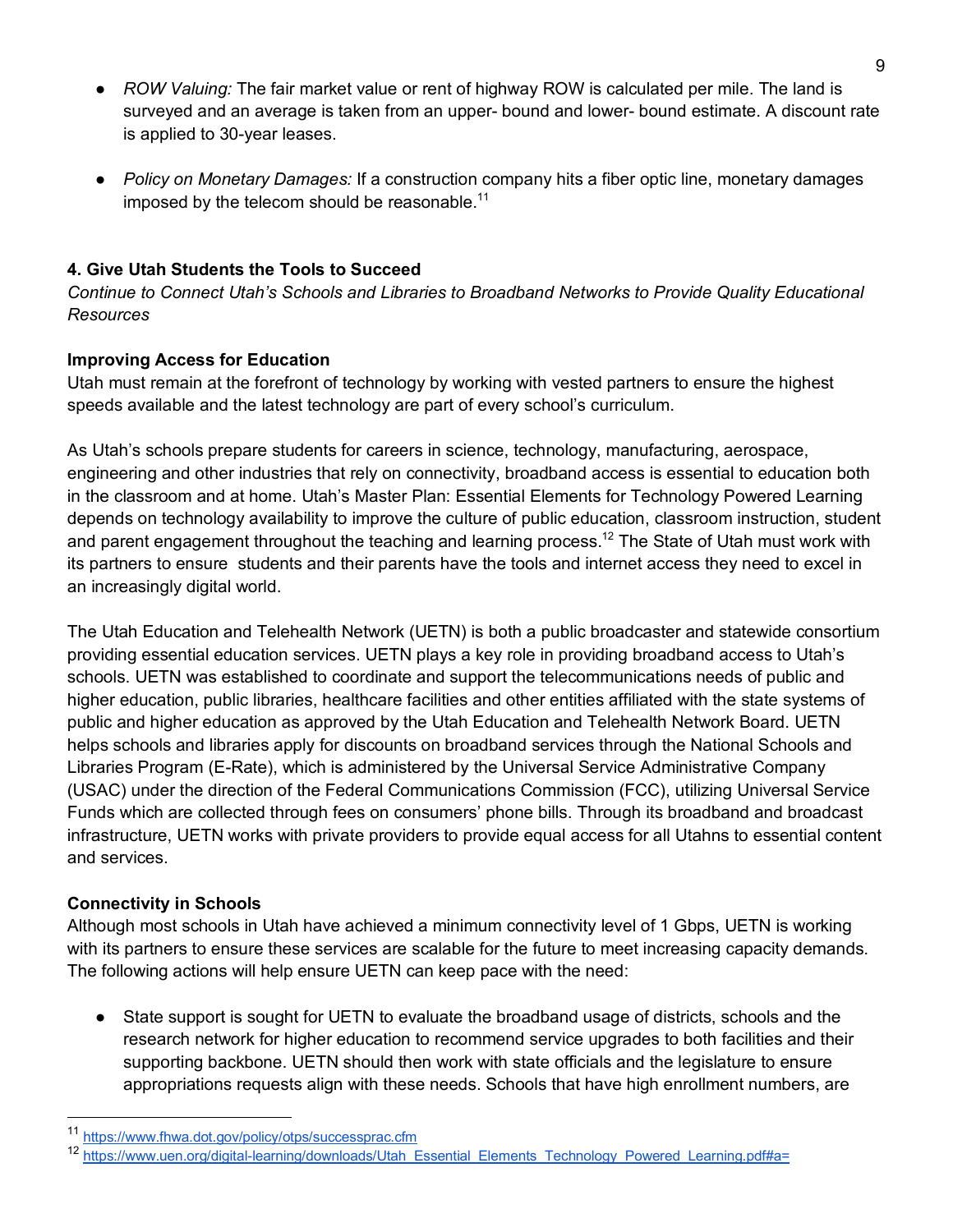- *ROW Valuing:* The fair market value or rent of highway ROW is calculated per mile. The land is surveyed and an average is taken from an upper- bound and lower- bound estimate. A discount rate is applied to 30-year leases.

- *Policy on Monetary Damages:* If a construction company hits a fiber optic line, monetary damages imposed by the telecom should be reasonable.[11]

### 4. Give Utah Students the Tools to Succeed

*Continue to Connect Utah's Schools and Libraries to Broadband Networks to Provide Quality Educational Resources*

#### Improving Access for Education

Utah must remain at the forefront of technology by working with vested partners to ensure the highest speeds available and the latest technology are part of every school's curriculum.

As Utah's schools prepare students for careers in science, technology, manufacturing, aerospace, engineering and other industries that rely on connectivity, broadband access is essential to education both in the classroom and at home. Utah's Master Plan: Essential Elements for Technology Powered Learning depends on technology availability to improve the culture of public education, classroom instruction, student and parent engagement throughout the teaching and learning process.[12] The State of Utah must work with its partners to ensure students and their parents have the tools and internet access they need to excel in an increasingly digital world.

The Utah Education and Telehealth Network (UETN) is both a public broadcaster and statewide consortium providing essential education services. UETN plays a key role in providing broadband access to Utah's schools. UETN was established to coordinate and support the telecommunications needs of public and higher education, public libraries, healthcare facilities and other entities affiliated with the state systems of public and higher education as approved by the Utah Education and Telehealth Network Board. UETN helps schools and libraries apply for discounts on broadband services through the National Schools and Libraries Program (E-Rate), which is administered by the Universal Service Administrative Company (USAC) under the direction of the Federal Communications Commission (FCC), utilizing Universal Service Funds which are collected through fees on consumers' phone bills. Through its broadband and broadcast infrastructure, UETN works with private providers to provide equal access for all Utahns to essential content and services.

#### Connectivity in Schools

Although most schools in Utah have achieved a minimum connectivity level of 1 Gbps, UETN is working with its partners to ensure these services are scalable for the future to meet increasing capacity demands. The following actions will help ensure UETN can keep pace with the need:

- State support is sought for UETN to evaluate the broadband usage of districts, schools and the research network for higher education to recommend service upgrades to both facilities and their supporting backbone. UETN should then work with state officials and the legislature to ensure appropriations requests align with these needs. Schools that have high enrollment numbers, are

---

[11] https://www.fhwa.dot.gov/policy/otps/successprac.cfm

[12] https://www.uen.org/digital-learning/downloads/Utah_Essential_Elements_Technology_Powered_Learning.pdf#a=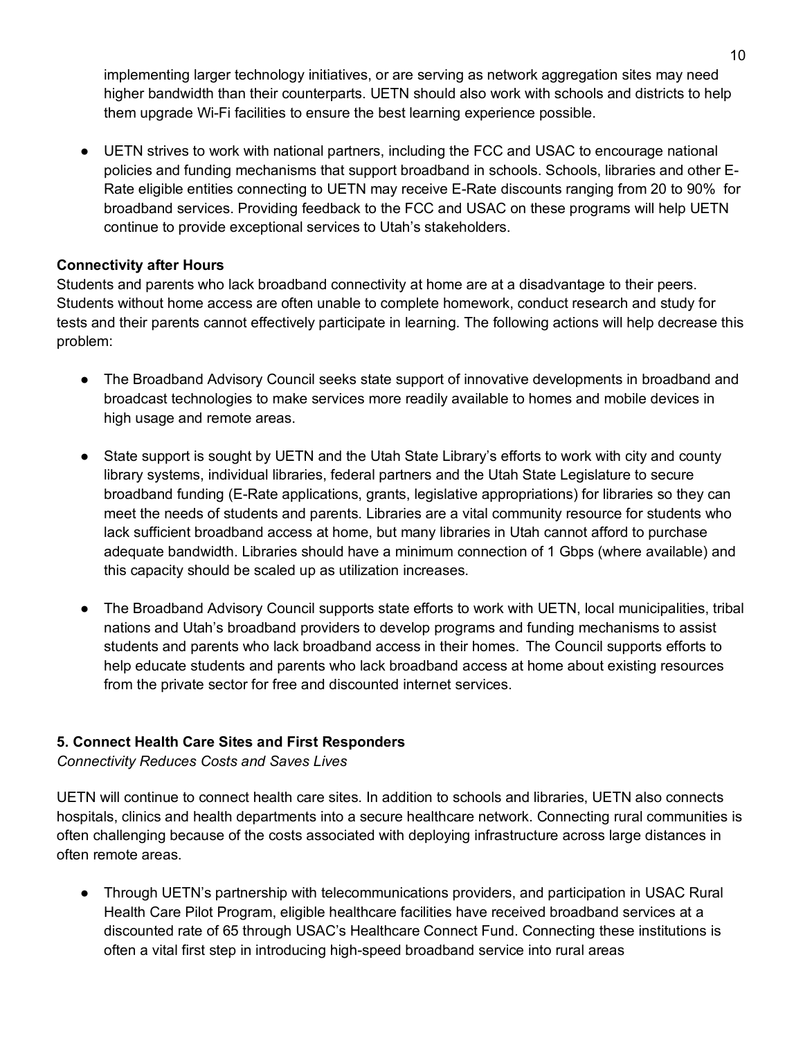implementing larger technology initiatives, or are serving as network aggregation sites may need higher bandwidth than their counterparts. UETN should also work with schools and districts to help them upgrade Wi-Fi facilities to ensure the best learning experience possible.

- UETN strives to work with national partners, including the FCC and USAC to encourage national policies and funding mechanisms that support broadband in schools. Schools, libraries and other E-Rate eligible entities connecting to UETN may receive E-Rate discounts ranging from 20 to 90% for broadband services. Providing feedback to the FCC and USAC on these programs will help UETN continue to provide exceptional services to Utah's stakeholders.

**Connectivity after Hours**

Students and parents who lack broadband connectivity at home are at a disadvantage to their peers. Students without home access are often unable to complete homework, conduct research and study for tests and their parents cannot effectively participate in learning. The following actions will help decrease this problem:

- The Broadband Advisory Council seeks state support of innovative developments in broadband and broadcast technologies to make services more readily available to homes and mobile devices in high usage and remote areas.

- State support is sought by UETN and the Utah State Library's efforts to work with city and county library systems, individual libraries, federal partners and the Utah State Legislature to secure broadband funding (E-Rate applications, grants, legislative appropriations) for libraries so they can meet the needs of students and parents. Libraries are a vital community resource for students who lack sufficient broadband access at home, but many libraries in Utah cannot afford to purchase adequate bandwidth. Libraries should have a minimum connection of 1 Gbps (where available) and this capacity should be scaled up as utilization increases.

- The Broadband Advisory Council supports state efforts to work with UETN, local municipalities, tribal nations and Utah's broadband providers to develop programs and funding mechanisms to assist students and parents who lack broadband access in their homes. The Council supports efforts to help educate students and parents who lack broadband access at home about existing resources from the private sector for free and discounted internet services.

### 5. Connect Health Care Sites and First Responders

*Connectivity Reduces Costs and Saves Lives*

UETN will continue to connect health care sites. In addition to schools and libraries, UETN also connects hospitals, clinics and health departments into a secure healthcare network. Connecting rural communities is often challenging because of the costs associated with deploying infrastructure across large distances in often remote areas.

- Through UETN's partnership with telecommunications providers, and participation in USAC Rural Health Care Pilot Program, eligible healthcare facilities have received broadband services at a discounted rate of 65 through USAC's Healthcare Connect Fund. Connecting these institutions is often a vital first step in introducing high-speed broadband service into rural areas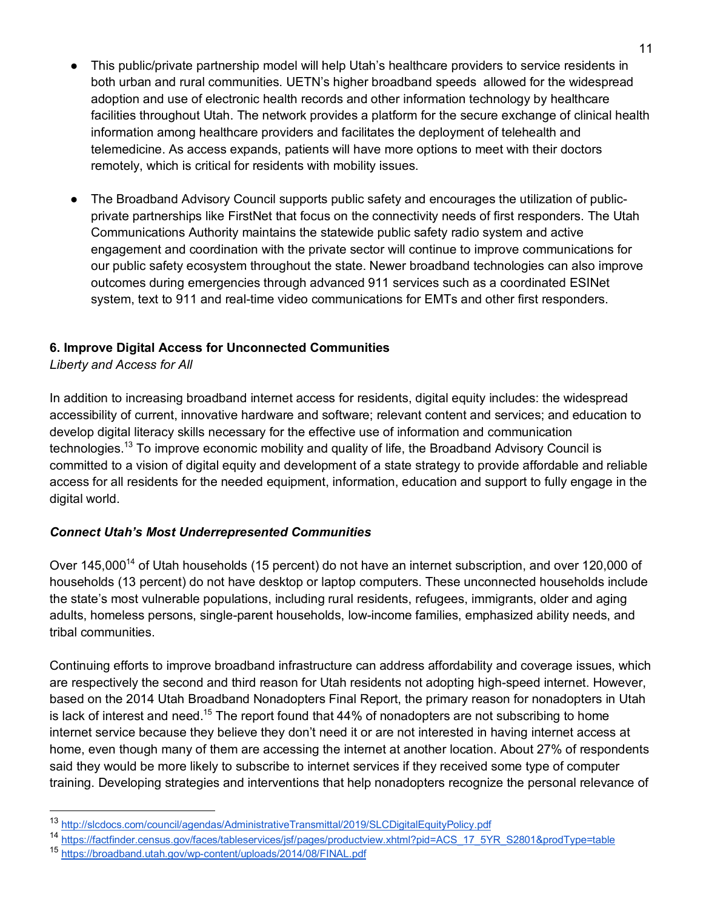- This public/private partnership model will help Utah's healthcare providers to service residents in both urban and rural communities. UETN's higher broadband speeds allowed for the widespread adoption and use of electronic health records and other information technology by healthcare facilities throughout Utah. The network provides a platform for the secure exchange of clinical health information among healthcare providers and facilitates the deployment of telehealth and telemedicine. As access expands, patients will have more options to meet with their doctors remotely, which is critical for residents with mobility issues.

- The Broadband Advisory Council supports public safety and encourages the utilization of public-private partnerships like FirstNet that focus on the connectivity needs of first responders. The Utah Communications Authority maintains the statewide public safety radio system and active engagement and coordination with the private sector will continue to improve communications for our public safety ecosystem throughout the state. Newer broadband technologies can also improve outcomes during emergencies through advanced 911 services such as a coordinated ESINet system, text to 911 and real-time video communications for EMTs and other first responders.

**6. Improve Digital Access for Unconnected Communities**

*Liberty and Access for All*

In addition to increasing broadband internet access for residents, digital equity includes: the widespread accessibility of current, innovative hardware and software; relevant content and services; and education to develop digital literacy skills necessary for the effective use of information and communication technologies.[13] To improve economic mobility and quality of life, the Broadband Advisory Council is committed to a vision of digital equity and development of a state strategy to provide affordable and reliable access for all residents for the needed equipment, information, education and support to fully engage in the digital world.

***Connect Utah's Most Underrepresented Communities***

Over 145,000[14] of Utah households (15 percent) do not have an internet subscription, and over 120,000 of households (13 percent) do not have desktop or laptop computers. These unconnected households include the state's most vulnerable populations, including rural residents, refugees, immigrants, older and aging adults, homeless persons, single-parent households, low-income families, emphasized ability needs, and tribal communities.

Continuing efforts to improve broadband infrastructure can address affordability and coverage issues, which are respectively the second and third reason for Utah residents not adopting high-speed internet. However, based on the 2014 Utah Broadband Nonadopters Final Report, the primary reason for nonadopters in Utah is lack of interest and need.[15] The report found that 44% of nonadopters are not subscribing to home internet service because they believe they don't need it or are not interested in having internet access at home, even though many of them are accessing the internet at another location. About 27% of respondents said they would be more likely to subscribe to internet services if they received some type of computer training. Developing strategies and interventions that help nonadopters recognize the personal relevance of

---

[13] http://slcdocs.com/council/agendas/AdministrativeTransmittal/2019/SLCDigitalEquityPolicy.pdf

[14] https://factfinder.census.gov/faces/tableservices/jsf/pages/productview.xhtml?pid=ACS_17_5YR_S2801&prodType=table

[15] https://broadband.utah.gov/wp-content/uploads/2014/08/FINAL.pdf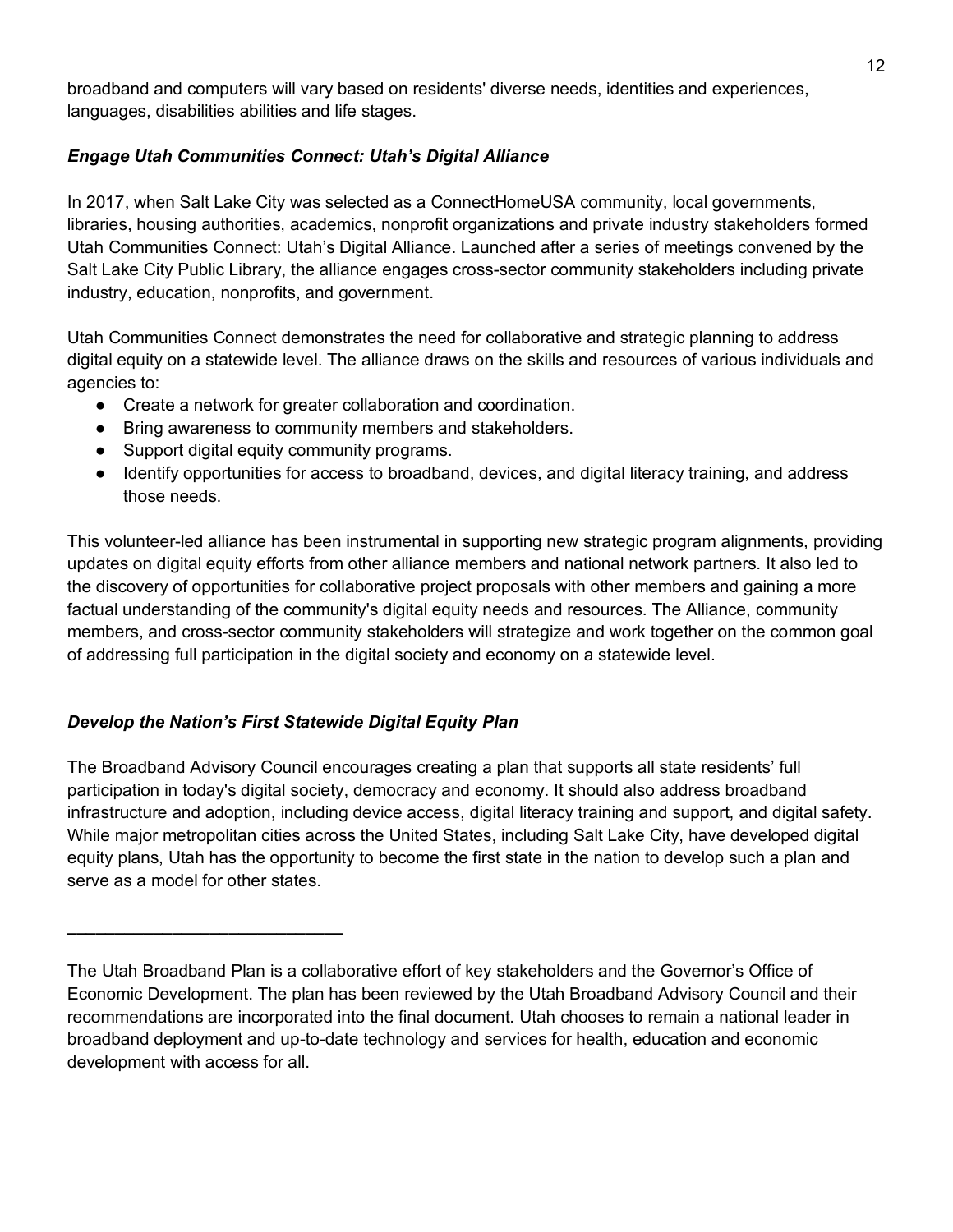broadband and computers will vary based on residents' diverse needs, identities and experiences, languages, disabilities abilities and life stages.

### *Engage Utah Communities Connect: Utah's Digital Alliance*

In 2017, when Salt Lake City was selected as a ConnectHomeUSA community, local governments, libraries, housing authorities, academics, nonprofit organizations and private industry stakeholders formed Utah Communities Connect: Utah's Digital Alliance. Launched after a series of meetings convened by the Salt Lake City Public Library, the alliance engages cross-sector community stakeholders including private industry, education, nonprofits, and government.

Utah Communities Connect demonstrates the need for collaborative and strategic planning to address digital equity on a statewide level. The alliance draws on the skills and resources of various individuals and agencies to:

- Create a network for greater collaboration and coordination.
- Bring awareness to community members and stakeholders.
- Support digital equity community programs.
- Identify opportunities for access to broadband, devices, and digital literacy training, and address those needs.

This volunteer-led alliance has been instrumental in supporting new strategic program alignments, providing updates on digital equity efforts from other alliance members and national network partners. It also led to the discovery of opportunities for collaborative project proposals with other members and gaining a more factual understanding of the community's digital equity needs and resources. The Alliance, community members, and cross-sector community stakeholders will strategize and work together on the common goal of addressing full participation in the digital society and economy on a statewide level.

### *Develop the Nation's First Statewide Digital Equity Plan*

The Broadband Advisory Council encourages creating a plan that supports all state residents' full participation in today's digital society, democracy and economy. It should also address broadband infrastructure and adoption, including device access, digital literacy training and support, and digital safety. While major metropolitan cities across the United States, including Salt Lake City, have developed digital equity plans, Utah has the opportunity to become the first state in the nation to develop such a plan and serve as a model for other states.

---

The Utah Broadband Plan is a collaborative effort of key stakeholders and the Governor's Office of Economic Development. The plan has been reviewed by the Utah Broadband Advisory Council and their recommendations are incorporated into the final document. Utah chooses to remain a national leader in broadband deployment and up-to-date technology and services for health, education and economic development with access for all.